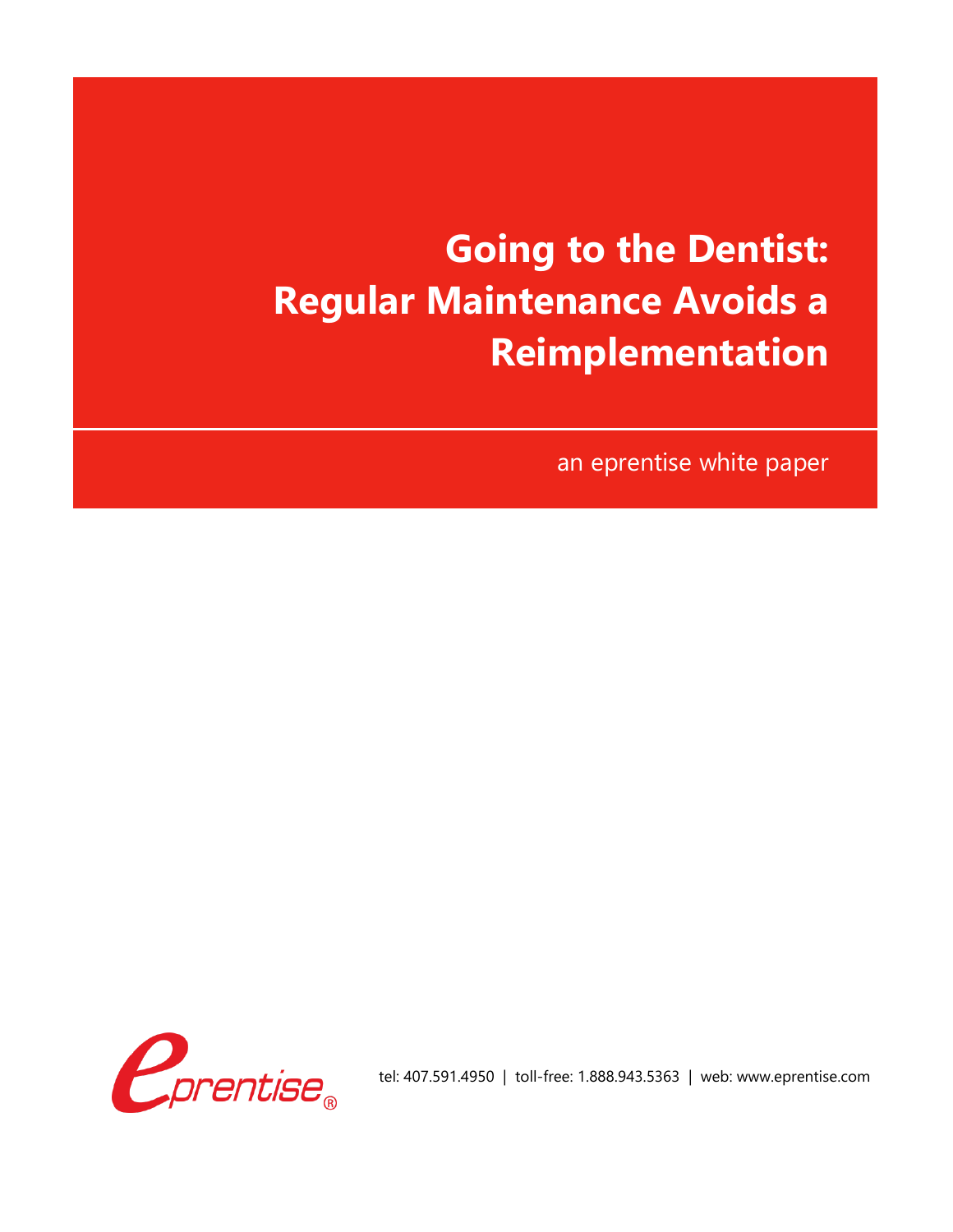# Going to the Dentist: Regular Maintenance Avoids a Reimplementation

an eprentise white paper

tel: 407.591.4950 | toll-free: 1.888.943.5363 | web: www.eprentise.com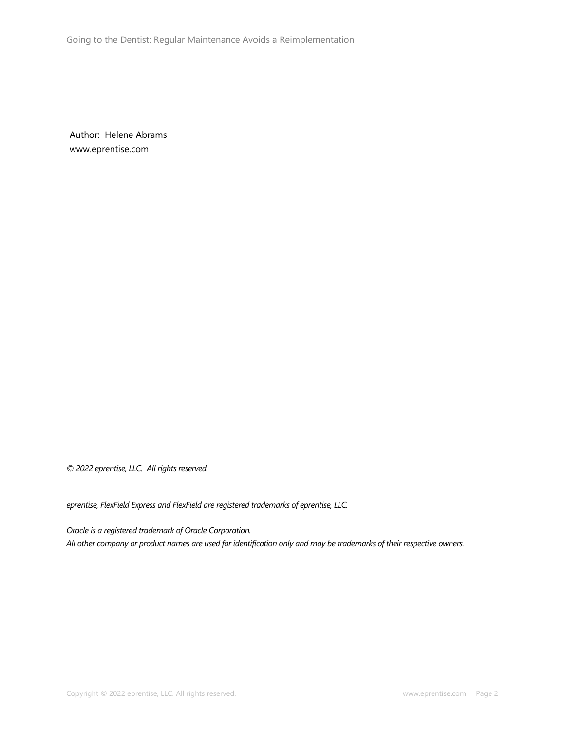Author: Helene Abrams
www.eprentise.com

*© 2022 eprentise, LLC. All rights reserved.*

*eprentise, FlexField Express and FlexField are registered trademarks of eprentise, LLC.*

*Oracle is a registered trademark of Oracle Corporation.*
*All other company or product names are used for identification only and may be trademarks of their respective owners.*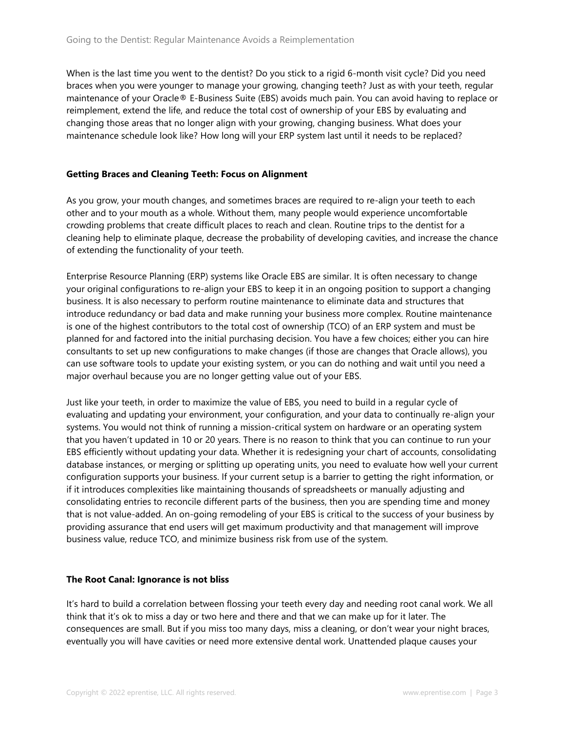When is the last time you went to the dentist? Do you stick to a rigid 6-month visit cycle? Did you need braces when you were younger to manage your growing, changing teeth? Just as with your teeth, regular maintenance of your Oracle® E-Business Suite (EBS) avoids much pain. You can avoid having to replace or reimplement, extend the life, and reduce the total cost of ownership of your EBS by evaluating and changing those areas that no longer align with your growing, changing business. What does your maintenance schedule look like? How long will your ERP system last until it needs to be replaced?

**Getting Braces and Cleaning Teeth: Focus on Alignment**

As you grow, your mouth changes, and sometimes braces are required to re-align your teeth to each other and to your mouth as a whole. Without them, many people would experience uncomfortable crowding problems that create difficult places to reach and clean. Routine trips to the dentist for a cleaning help to eliminate plaque, decrease the probability of developing cavities, and increase the chance of extending the functionality of your teeth.

Enterprise Resource Planning (ERP) systems like Oracle EBS are similar. It is often necessary to change your original configurations to re-align your EBS to keep it in an ongoing position to support a changing business. It is also necessary to perform routine maintenance to eliminate data and structures that introduce redundancy or bad data and make running your business more complex. Routine maintenance is one of the highest contributors to the total cost of ownership (TCO) of an ERP system and must be planned for and factored into the initial purchasing decision. You have a few choices; either you can hire consultants to set up new configurations to make changes (if those are changes that Oracle allows), you can use software tools to update your existing system, or you can do nothing and wait until you need a major overhaul because you are no longer getting value out of your EBS.

Just like your teeth, in order to maximize the value of EBS, you need to build in a regular cycle of evaluating and updating your environment, your configuration, and your data to continually re-align your systems. You would not think of running a mission-critical system on hardware or an operating system that you haven't updated in 10 or 20 years. There is no reason to think that you can continue to run your EBS efficiently without updating your data. Whether it is redesigning your chart of accounts, consolidating database instances, or merging or splitting up operating units, you need to evaluate how well your current configuration supports your business. If your current setup is a barrier to getting the right information, or if it introduces complexities like maintaining thousands of spreadsheets or manually adjusting and consolidating entries to reconcile different parts of the business, then you are spending time and money that is not value-added. An on-going remodeling of your EBS is critical to the success of your business by providing assurance that end users will get maximum productivity and that management will improve business value, reduce TCO, and minimize business risk from use of the system.

**The Root Canal: Ignorance is not bliss**

It's hard to build a correlation between flossing your teeth every day and needing root canal work. We all think that it's ok to miss a day or two here and there and that we can make up for it later. The consequences are small. But if you miss too many days, miss a cleaning, or don't wear your night braces, eventually you will have cavities or need more extensive dental work. Unattended plaque causes your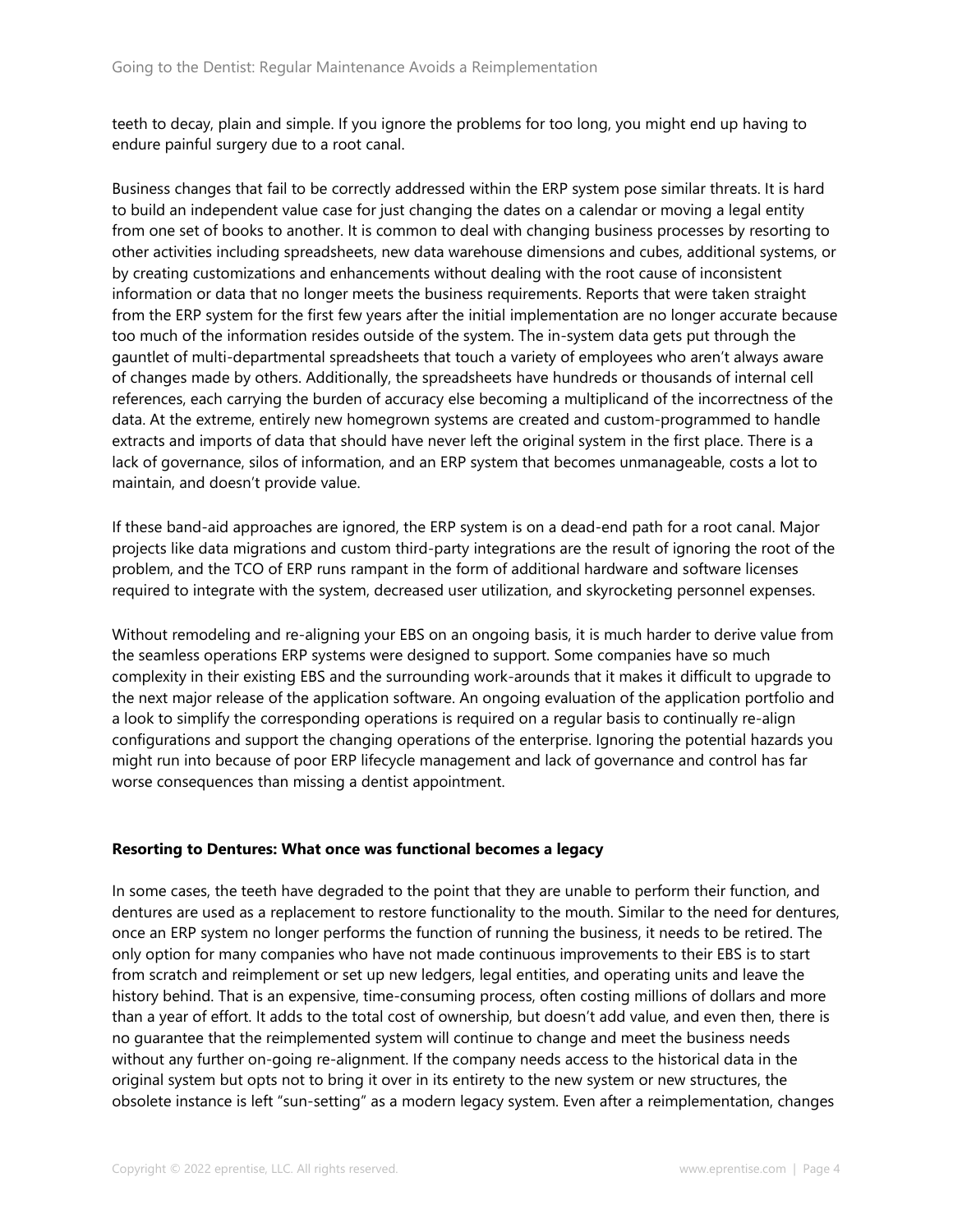teeth to decay, plain and simple. If you ignore the problems for too long, you might end up having to endure painful surgery due to a root canal.

Business changes that fail to be correctly addressed within the ERP system pose similar threats. It is hard to build an independent value case for just changing the dates on a calendar or moving a legal entity from one set of books to another. It is common to deal with changing business processes by resorting to other activities including spreadsheets, new data warehouse dimensions and cubes, additional systems, or by creating customizations and enhancements without dealing with the root cause of inconsistent information or data that no longer meets the business requirements. Reports that were taken straight from the ERP system for the first few years after the initial implementation are no longer accurate because too much of the information resides outside of the system. The in-system data gets put through the gauntlet of multi-departmental spreadsheets that touch a variety of employees who aren't always aware of changes made by others. Additionally, the spreadsheets have hundreds or thousands of internal cell references, each carrying the burden of accuracy else becoming a multiplicand of the incorrectness of the data. At the extreme, entirely new homegrown systems are created and custom-programmed to handle extracts and imports of data that should have never left the original system in the first place. There is a lack of governance, silos of information, and an ERP system that becomes unmanageable, costs a lot to maintain, and doesn't provide value.

If these band-aid approaches are ignored, the ERP system is on a dead-end path for a root canal. Major projects like data migrations and custom third-party integrations are the result of ignoring the root of the problem, and the TCO of ERP runs rampant in the form of additional hardware and software licenses required to integrate with the system, decreased user utilization, and skyrocketing personnel expenses.

Without remodeling and re-aligning your EBS on an ongoing basis, it is much harder to derive value from the seamless operations ERP systems were designed to support. Some companies have so much complexity in their existing EBS and the surrounding work-arounds that it makes it difficult to upgrade to the next major release of the application software. An ongoing evaluation of the application portfolio and a look to simplify the corresponding operations is required on a regular basis to continually re-align configurations and support the changing operations of the enterprise. Ignoring the potential hazards you might run into because of poor ERP lifecycle management and lack of governance and control has far worse consequences than missing a dentist appointment.

**Resorting to Dentures: What once was functional becomes a legacy**

In some cases, the teeth have degraded to the point that they are unable to perform their function, and dentures are used as a replacement to restore functionality to the mouth. Similar to the need for dentures, once an ERP system no longer performs the function of running the business, it needs to be retired. The only option for many companies who have not made continuous improvements to their EBS is to start from scratch and reimplement or set up new ledgers, legal entities, and operating units and leave the history behind. That is an expensive, time-consuming process, often costing millions of dollars and more than a year of effort. It adds to the total cost of ownership, but doesn't add value, and even then, there is no guarantee that the reimplemented system will continue to change and meet the business needs without any further on-going re-alignment. If the company needs access to the historical data in the original system but opts not to bring it over in its entirety to the new system or new structures, the obsolete instance is left "sun-setting" as a modern legacy system. Even after a reimplementation, changes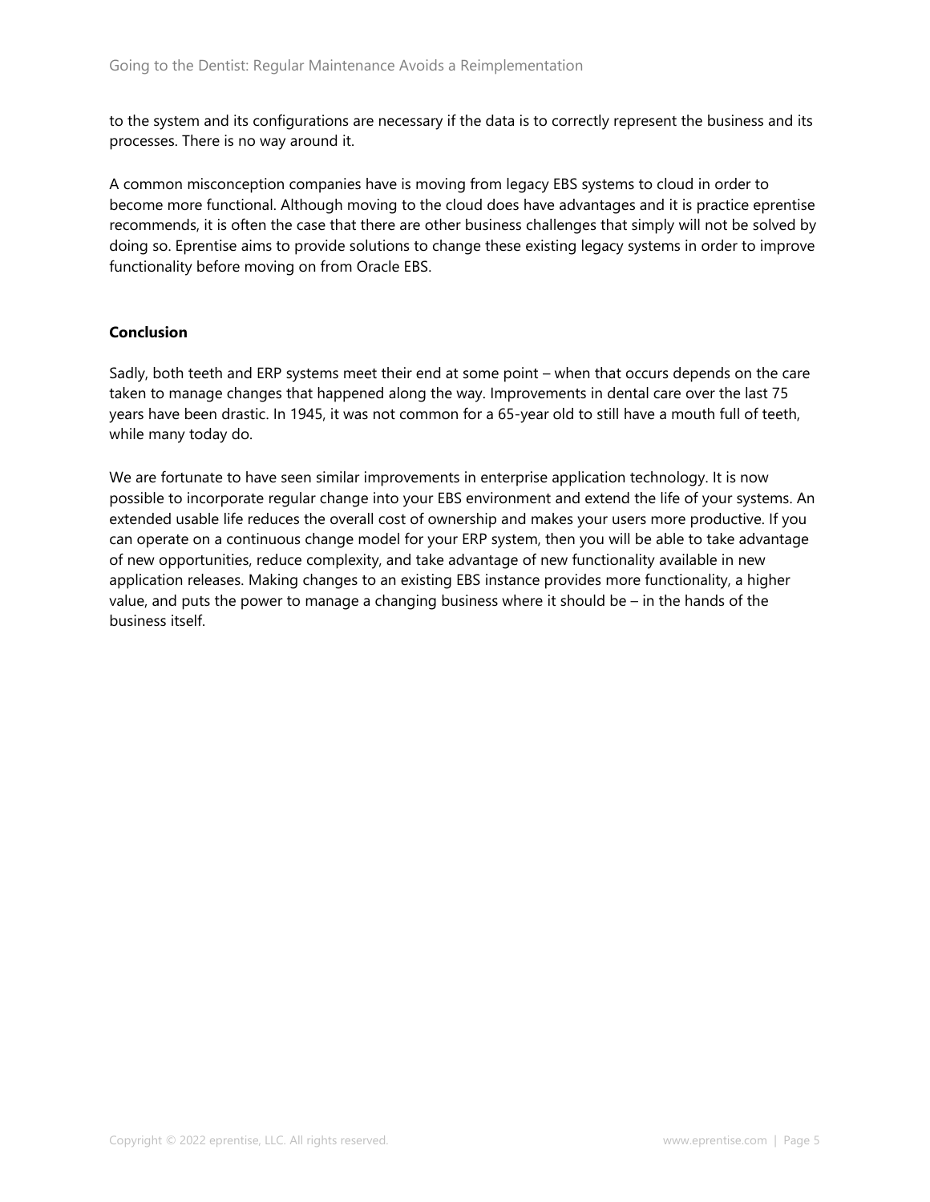to the system and its configurations are necessary if the data is to correctly represent the business and its processes. There is no way around it.

A common misconception companies have is moving from legacy EBS systems to cloud in order to become more functional. Although moving to the cloud does have advantages and it is practice eprentise recommends, it is often the case that there are other business challenges that simply will not be solved by doing so. Eprentise aims to provide solutions to change these existing legacy systems in order to improve functionality before moving on from Oracle EBS.

**Conclusion**

Sadly, both teeth and ERP systems meet their end at some point – when that occurs depends on the care taken to manage changes that happened along the way. Improvements in dental care over the last 75 years have been drastic. In 1945, it was not common for a 65-year old to still have a mouth full of teeth, while many today do.

We are fortunate to have seen similar improvements in enterprise application technology. It is now possible to incorporate regular change into your EBS environment and extend the life of your systems. An extended usable life reduces the overall cost of ownership and makes your users more productive. If you can operate on a continuous change model for your ERP system, then you will be able to take advantage of new opportunities, reduce complexity, and take advantage of new functionality available in new application releases. Making changes to an existing EBS instance provides more functionality, a higher value, and puts the power to manage a changing business where it should be – in the hands of the business itself.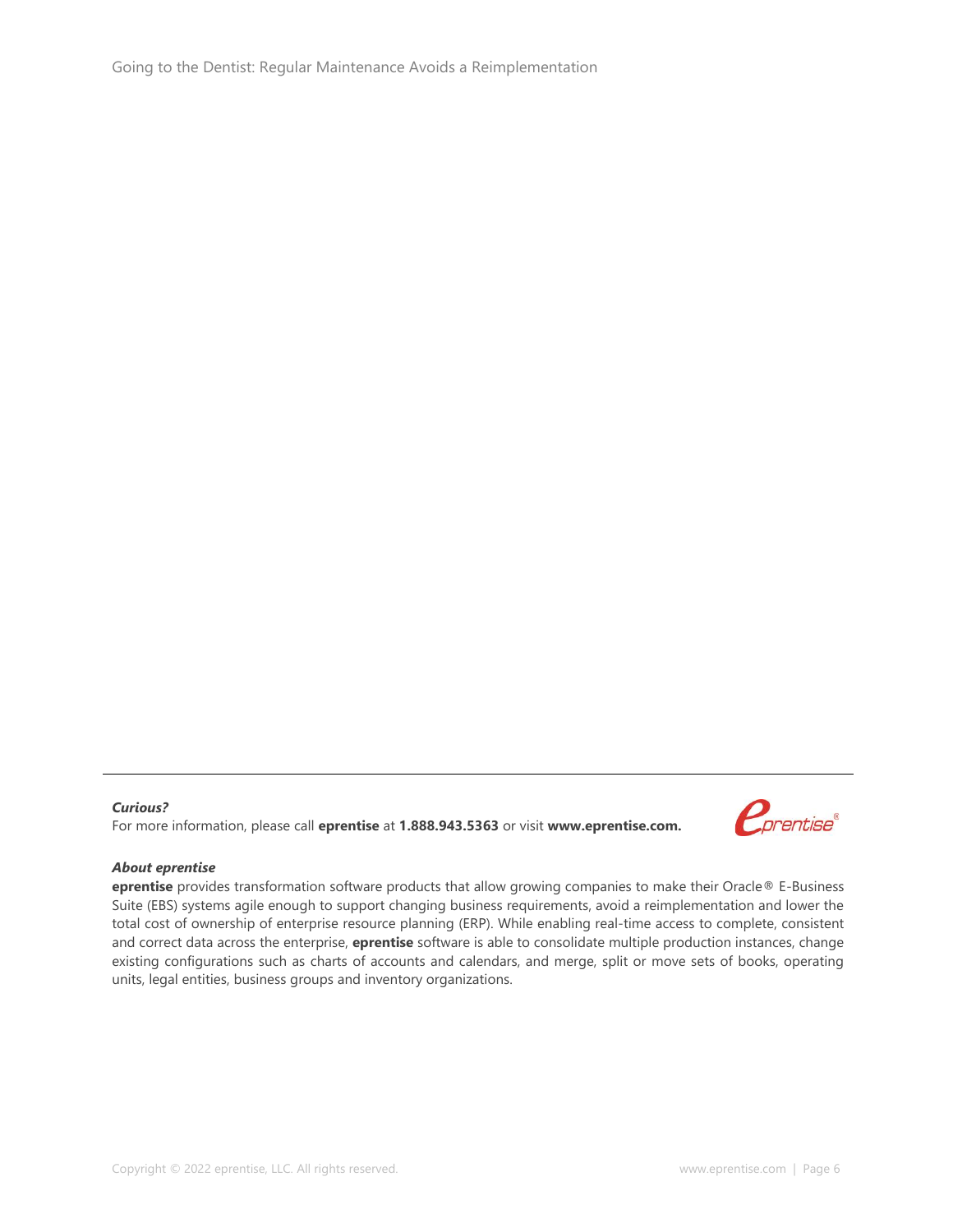***Curious?***

For more information, please call **eprentise** at **1.888.943.5363** or visit **www.eprentise.com.**

***About eprentise***

**eprentise** provides transformation software products that allow growing companies to make their Oracle® E-Business Suite (EBS) systems agile enough to support changing business requirements, avoid a reimplementation and lower the total cost of ownership of enterprise resource planning (ERP). While enabling real-time access to complete, consistent and correct data across the enterprise, **eprentise** software is able to consolidate multiple production instances, change existing configurations such as charts of accounts and calendars, and merge, split or move sets of books, operating units, legal entities, business groups and inventory organizations.